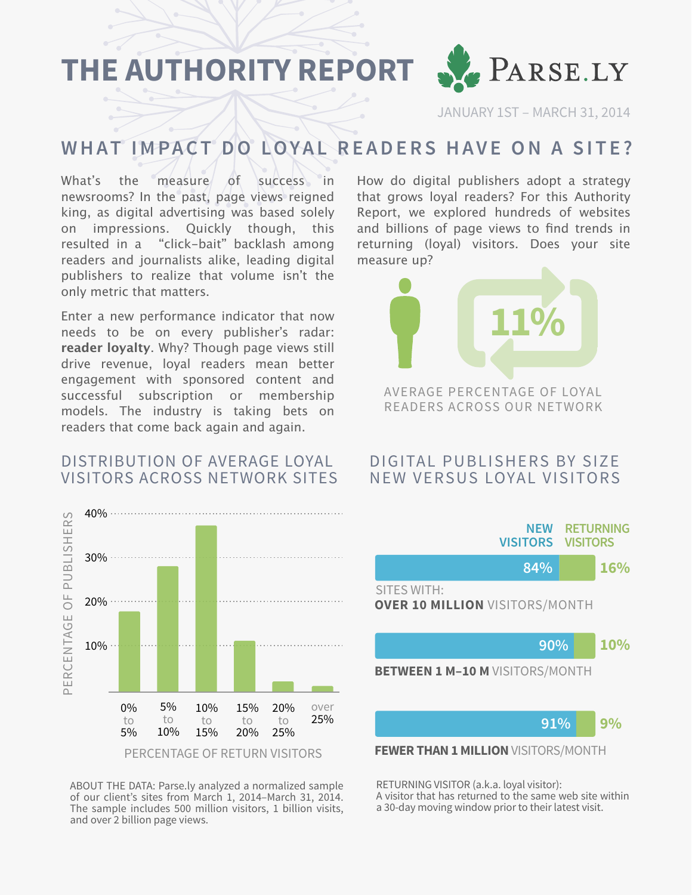# THE AUTHORITY REPORT

PARSE.LY

JANUARY 1ST – MARCH 31, 2014

## WHAT IMPACT DO LOYAL READERS HAVE ON A SITE?

What's the measure of success in newsrooms? In the past, page views reigned king, as digital advertising was based solely on impressions. Quickly though, this resulted in a "click-bait" backlash among readers and journalists alike, leading digital publishers to realize that volume isn't the only metric that matters.

Enter a new performance indicator that now needs to be on every publisher's radar: **reader loyalty**. Why? Though page views still drive revenue, loyal readers mean better engagement with sponsored content and successful subscription or membership models. The industry is taking bets on readers that come back again and again.

How do digital publishers adopt a strategy that grows loyal readers? For this Authority Report, we explored hundreds of websites and billions of page views to find trends in returning (loyal) visitors. Does your site measure up?

**11%**

AVERAGE PERCENTAGE OF LOYAL READERS ACROSS OUR NETWORK

### DISTRIBUTION OF AVERAGE LOYAL VISITORS ACROSS NETWORK SITES

| PERCENTAGE OF RETURN VISITORS | PERCENTAGE OF PUBLISHERS (approx.) |
|---|---|
| 0% to 5% | ~18% |
| 5% to 10% | ~28% |
| 10% to 15% | ~37% |
| 15% to 20% | ~11% |
| 20% to 25% | ~2% |
| over 25% | ~1% |

ABOUT THE DATA: Parse.ly analyzed a normalized sample of our client's sites from March 1, 2014–March 31, 2014. The sample includes 500 million visitors, 1 billion visits, and over 2 billion page views.

### DIGITAL PUBLISHERS BY SIZE NEW VERSUS LOYAL VISITORS

| Sites with | NEW VISITORS | RETURNING VISITORS |
|---|---|---|
| **OVER 10 MILLION** VISITORS/MONTH | 84% | 16% |
| **BETWEEN 1 M–10 M** VISITORS/MONTH | 90% | 10% |
| **FEWER THAN 1 MILLION** VISITORS/MONTH | 91% | 9% |

RETURNING VISITOR (a.k.a. loyal visitor):
A visitor that has returned to the same web site within a 30-day moving window prior to their latest visit.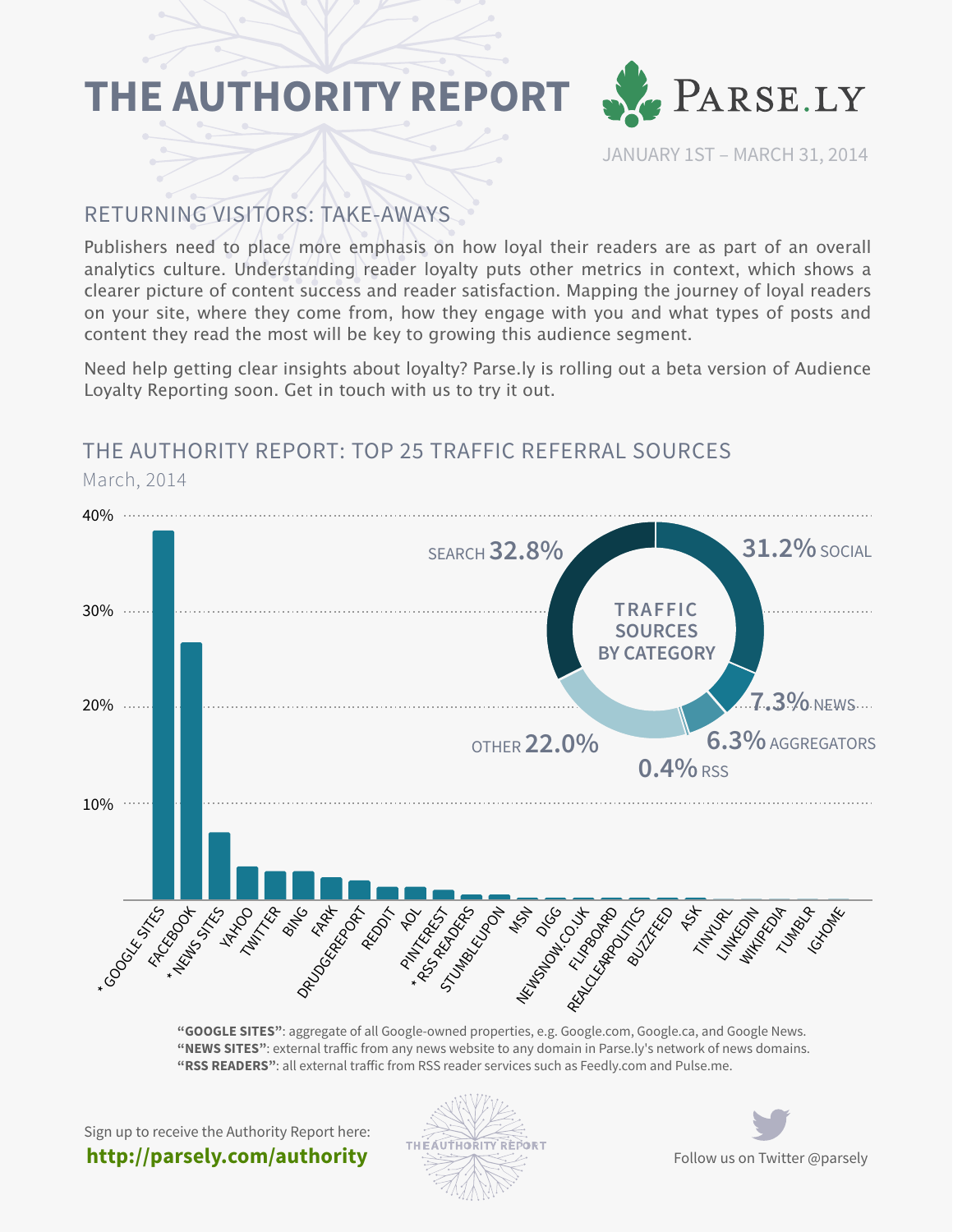# THE AUTHORITY REPORT

PARSE.LY

JANUARY 1ST – MARCH 31, 2014

## RETURNING VISITORS: TAKE-AWAYS

Publishers need to place more emphasis on how loyal their readers are as part of an overall analytics culture. Understanding reader loyalty puts other metrics in context, which shows a clearer picture of content success and reader satisfaction. Mapping the journey of loyal readers on your site, where they come from, how they engage with you and what types of posts and content they read the most will be key to growing this audience segment.

Need help getting clear insights about loyalty? Parse.ly is rolling out a beta version of Audience Loyalty Reporting soon. Get in touch with us to try it out.

## THE AUTHORITY REPORT: TOP 25 TRAFFIC REFERRAL SOURCES

March, 2014

40%
30%
20%
10%

* GOOGLE SITES
FACEBOOK
* NEWS SITES
YAHOO
TWITTER
BING
FARK
DRUDGEREPORT
REDDIT
AOL
PINTEREST
* RSS READERS
STUMBLEUPON
MSN
DIGG
NEWSNOW.CO.UK
FLIPBOARD
REALCLEARPOLITICS
BUZZFEED
ASK
TINYURL
LINKEDIN
WIKIPEDIA
TUMBLR
IGHOME

TRAFFIC SOURCES BY CATEGORY

SEARCH 32.8%
31.2% SOCIAL
7.3% NEWS
6.3% AGGREGATORS
0.4% RSS
OTHER 22.0%

**"GOOGLE SITES"**: aggregate of all Google-owned properties, e.g. Google.com, Google.ca, and Google News.
**"NEWS SITES"**: external traffic from any news website to any domain in Parse.ly's network of news domains.
**"RSS READERS"**: all external traffic from RSS reader services such as Feedly.com and Pulse.me.

Sign up to receive the Authority Report here:
**http://parsely.com/authority**

THE AUTHORITY REPORT

Follow us on Twitter @parsely